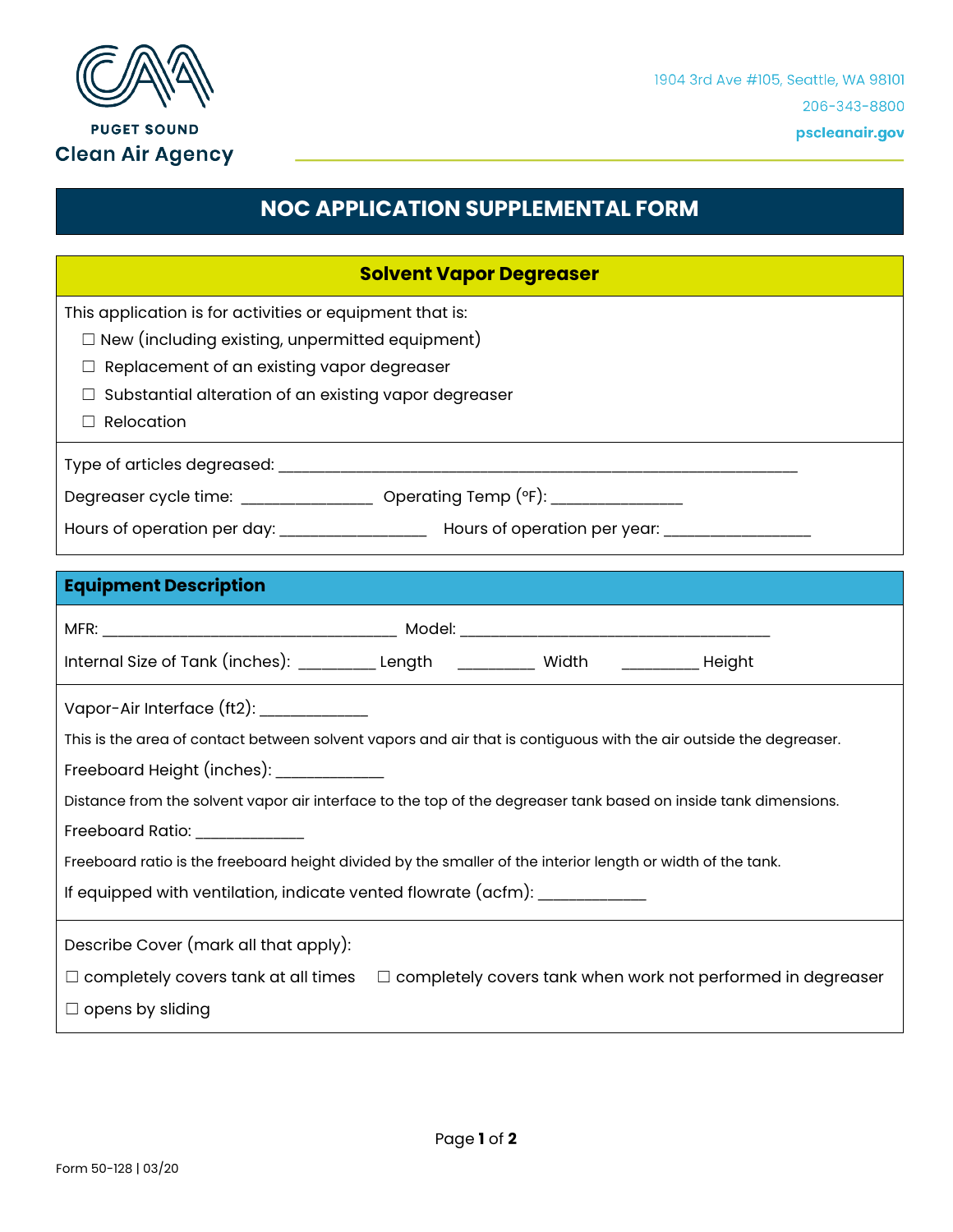PUGET SOUND
Clean Air Agency

1904 3rd Ave #105, Seattle, WA 98101
206-343-8800
pscleanair.gov

# NOC APPLICATION SUPPLEMENTAL FORM

## Solvent Vapor Degreaser

This application is for activities or equipment that is:

- ☐ New (including existing, unpermitted equipment)
- ☐ Replacement of an existing vapor degreaser
- ☐ Substantial alteration of an existing vapor degreaser
- ☐ Relocation

Type of articles degreased: ______________________________________________

Degreaser cycle time: ______________ Operating Temp (°F): ______________

Hours of operation per day: ______________ Hours of operation per year: ______________

## Equipment Description

MFR: ______________________________ Model: ______________________________

Internal Size of Tank (inches): ________ Length ________ Width ________ Height

Vapor-Air Interface (ft2): ___________

This is the area of contact between solvent vapors and air that is contiguous with the air outside the degreaser.

Freeboard Height (inches): ___________

Distance from the solvent vapor air interface to the top of the degreaser tank based on inside tank dimensions.

Freeboard Ratio: ___________

Freeboard ratio is the freeboard height divided by the smaller of the interior length or width of the tank.

If equipped with ventilation, indicate vented flowrate (acfm): ___________

Describe Cover (mark all that apply):

☐ completely covers tank at all times ☐ completely covers tank when work not performed in degreaser

☐ opens by sliding

Form 50-128 | 03/20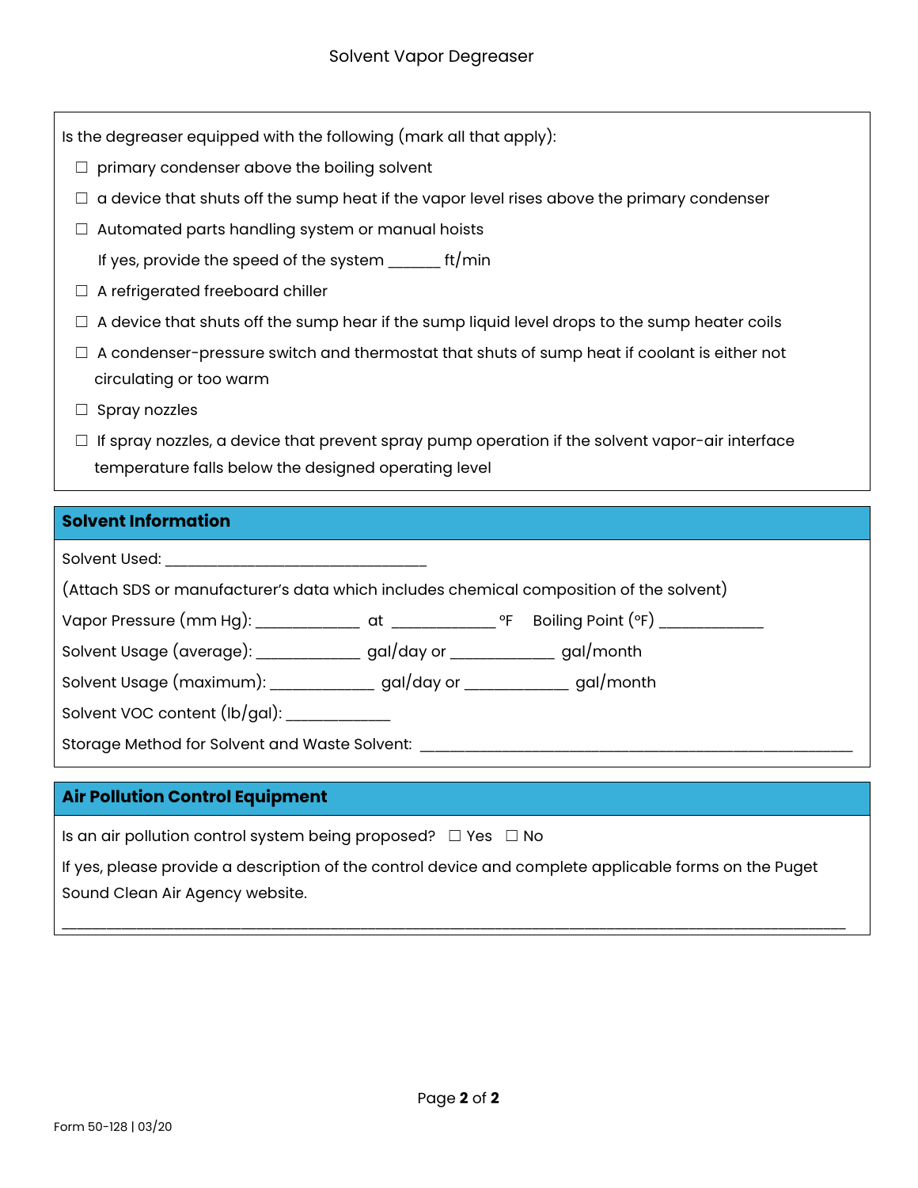Solvent Vapor Degreaser

Is the degreaser equipped with the following (mark all that apply):

- ☐ primary condenser above the boiling solvent
- ☐ a device that shuts off the sump heat if the vapor level rises above the primary condenser
- ☐ Automated parts handling system or manual hoists

  If yes, provide the speed of the system _______ ft/min
- ☐ A refrigerated freeboard chiller
- ☐ A device that shuts off the sump hear if the sump liquid level drops to the sump heater coils
- ☐ A condenser-pressure switch and thermostat that shuts of sump heat if coolant is either not circulating or too warm
- ☐ Spray nozzles
- ☐ If spray nozzles, a device that prevent spray pump operation if the solvent vapor-air interface temperature falls below the designed operating level

## Solvent Information

Solvent Used: ________________________________

(Attach SDS or manufacturer's data which includes chemical composition of the solvent)

Vapor Pressure (mm Hg): ____________ at ____________ °F Boiling Point (°F) ____________

Solvent Usage (average): ____________ gal/day or ____________ gal/month

Solvent Usage (maximum): ____________ gal/day or ____________ gal/month

Solvent VOC content (lb/gal): ____________

Storage Method for Solvent and Waste Solvent: ____________________________________________________

## Air Pollution Control Equipment

Is an air pollution control system being proposed? ☐ Yes ☐ No

If yes, please provide a description of the control device and complete applicable forms on the Puget Sound Clean Air Agency website.

______________________________________________________________________________________________

Form 50-128 | 03/20